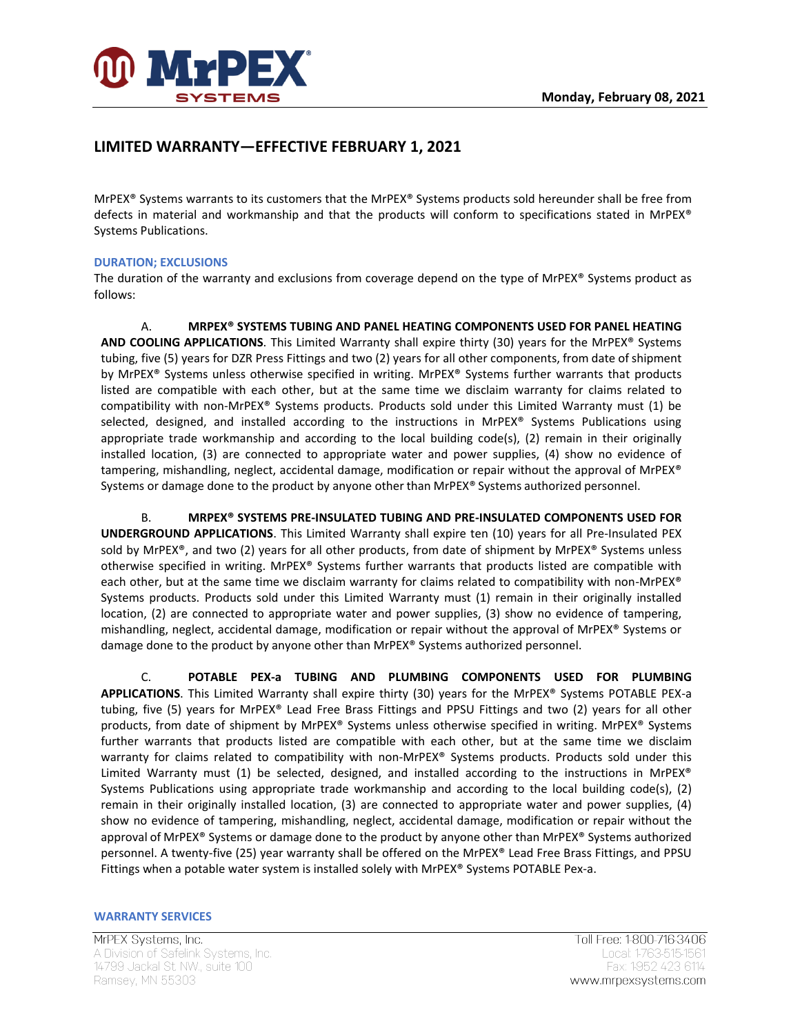# LIMITED WARRANTY—EFFECTIVE FEBRUARY 1, 2021

MrPEX® Systems warrants to its customers that the MrPEX® Systems products sold hereunder shall be free from defects in material and workmanship and that the products will conform to specifications stated in MrPEX® Systems Publications.

## DURATION; EXCLUSIONS

The duration of the warranty and exclusions from coverage depend on the type of MrPEX® Systems product as follows:

A. **MRPEX® SYSTEMS TUBING AND PANEL HEATING COMPONENTS USED FOR PANEL HEATING AND COOLING APPLICATIONS**. This Limited Warranty shall expire thirty (30) years for the MrPEX® Systems tubing, five (5) years for DZR Press Fittings and two (2) years for all other components, from date of shipment by MrPEX® Systems unless otherwise specified in writing. MrPEX® Systems further warrants that products listed are compatible with each other, but at the same time we disclaim warranty for claims related to compatibility with non-MrPEX® Systems products. Products sold under this Limited Warranty must (1) be selected, designed, and installed according to the instructions in MrPEX® Systems Publications using appropriate trade workmanship and according to the local building code(s), (2) remain in their originally installed location, (3) are connected to appropriate water and power supplies, (4) show no evidence of tampering, mishandling, neglect, accidental damage, modification or repair without the approval of MrPEX® Systems or damage done to the product by anyone other than MrPEX® Systems authorized personnel.

B. **MRPEX® SYSTEMS PRE-INSULATED TUBING AND PRE-INSULATED COMPONENTS USED FOR UNDERGROUND APPLICATIONS**. This Limited Warranty shall expire ten (10) years for all Pre-Insulated PEX sold by MrPEX®, and two (2) years for all other products, from date of shipment by MrPEX® Systems unless otherwise specified in writing. MrPEX® Systems further warrants that products listed are compatible with each other, but at the same time we disclaim warranty for claims related to compatibility with non-MrPEX® Systems products. Products sold under this Limited Warranty must (1) remain in their originally installed location, (2) are connected to appropriate water and power supplies, (3) show no evidence of tampering, mishandling, neglect, accidental damage, modification or repair without the approval of MrPEX® Systems or damage done to the product by anyone other than MrPEX® Systems authorized personnel.

C. **POTABLE PEX-a TUBING AND PLUMBING COMPONENTS USED FOR PLUMBING APPLICATIONS**. This Limited Warranty shall expire thirty (30) years for the MrPEX® Systems POTABLE PEX-a tubing, five (5) years for MrPEX® Lead Free Brass Fittings and PPSU Fittings and two (2) years for all other products, from date of shipment by MrPEX® Systems unless otherwise specified in writing. MrPEX® Systems further warrants that products listed are compatible with each other, but at the same time we disclaim warranty for claims related to compatibility with non-MrPEX® Systems products. Products sold under this Limited Warranty must (1) be selected, designed, and installed according to the instructions in MrPEX® Systems Publications using appropriate trade workmanship and according to the local building code(s), (2) remain in their originally installed location, (3) are connected to appropriate water and power supplies, (4) show no evidence of tampering, mishandling, neglect, accidental damage, modification or repair without the approval of MrPEX® Systems or damage done to the product by anyone other than MrPEX® Systems authorized personnel. A twenty-five (25) year warranty shall be offered on the MrPEX® Lead Free Brass Fittings, and PPSU Fittings when a potable water system is installed solely with MrPEX® Systems POTABLE Pex-a.

## WARRANTY SERVICES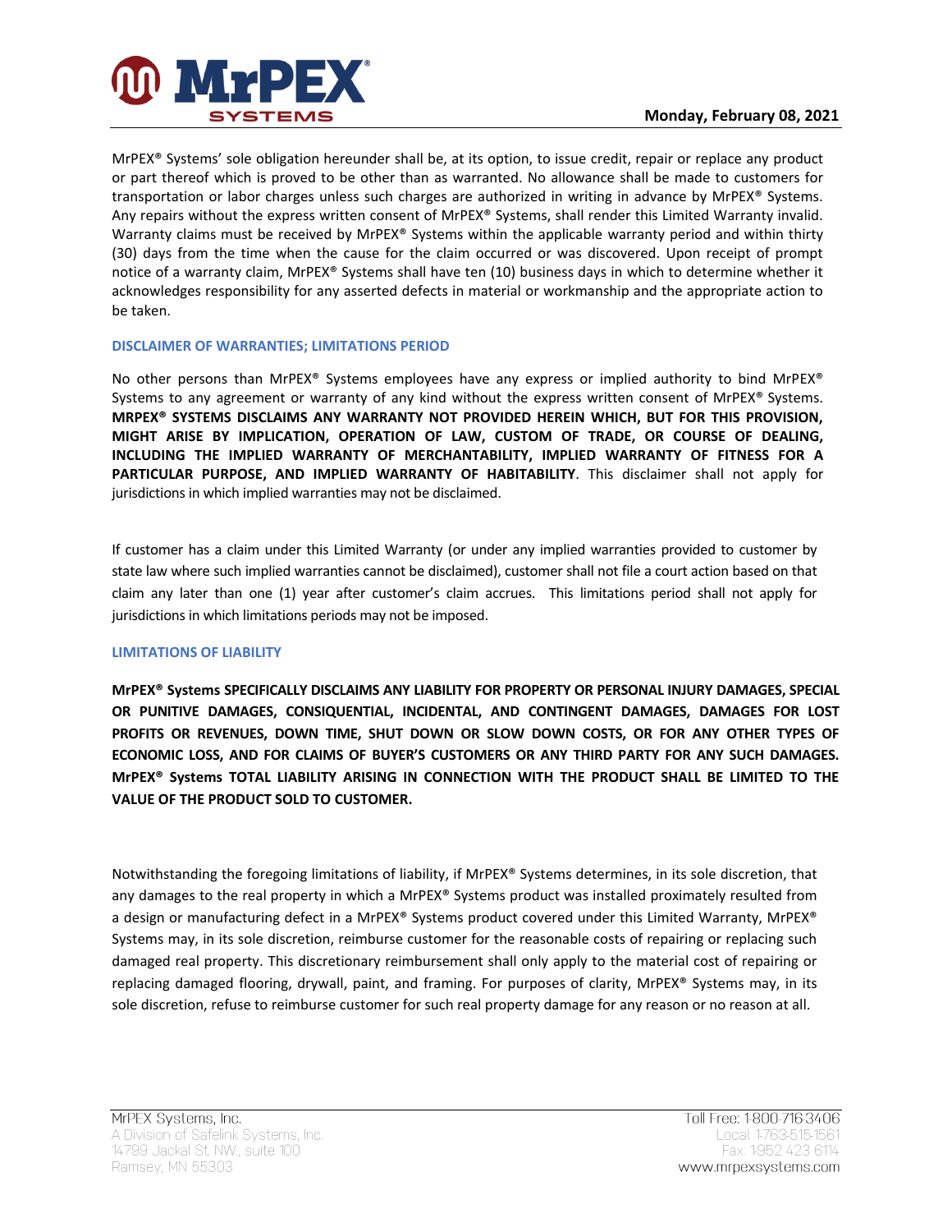MrPEX® Systems' sole obligation hereunder shall be, at its option, to issue credit, repair or replace any product or part thereof which is proved to be other than as warranted. No allowance shall be made to customers for transportation or labor charges unless such charges are authorized in writing in advance by MrPEX® Systems. Any repairs without the express written consent of MrPEX® Systems, shall render this Limited Warranty invalid. Warranty claims must be received by MrPEX® Systems within the applicable warranty period and within thirty (30) days from the time when the cause for the claim occurred or was discovered. Upon receipt of prompt notice of a warranty claim, MrPEX® Systems shall have ten (10) business days in which to determine whether it acknowledges responsibility for any asserted defects in material or workmanship and the appropriate action to be taken.

## DISCLAIMER OF WARRANTIES; LIMITATIONS PERIOD

No other persons than MrPEX® Systems employees have any express or implied authority to bind MrPEX® Systems to any agreement or warranty of any kind without the express written consent of MrPEX® Systems. **MRPEX® SYSTEMS DISCLAIMS ANY WARRANTY NOT PROVIDED HEREIN WHICH, BUT FOR THIS PROVISION, MIGHT ARISE BY IMPLICATION, OPERATION OF LAW, CUSTOM OF TRADE, OR COURSE OF DEALING, INCLUDING THE IMPLIED WARRANTY OF MERCHANTABILITY, IMPLIED WARRANTY OF FITNESS FOR A PARTICULAR PURPOSE, AND IMPLIED WARRANTY OF HABITABILITY**. This disclaimer shall not apply for jurisdictions in which implied warranties may not be disclaimed.

If customer has a claim under this Limited Warranty (or under any implied warranties provided to customer by state law where such implied warranties cannot be disclaimed), customer shall not file a court action based on that claim any later than one (1) year after customer's claim accrues. This limitations period shall not apply for jurisdictions in which limitations periods may not be imposed.

## LIMITATIONS OF LIABILITY

**MrPEX® Systems SPECIFICALLY DISCLAIMS ANY LIABILITY FOR PROPERTY OR PERSONAL INJURY DAMAGES, SPECIAL OR PUNITIVE DAMAGES, CONSIQUENTIAL, INCIDENTAL, AND CONTINGENT DAMAGES, DAMAGES FOR LOST PROFITS OR REVENUES, DOWN TIME, SHUT DOWN OR SLOW DOWN COSTS, OR FOR ANY OTHER TYPES OF ECONOMIC LOSS, AND FOR CLAIMS OF BUYER'S CUSTOMERS OR ANY THIRD PARTY FOR ANY SUCH DAMAGES. MrPEX® Systems TOTAL LIABILITY ARISING IN CONNECTION WITH THE PRODUCT SHALL BE LIMITED TO THE VALUE OF THE PRODUCT SOLD TO CUSTOMER.**

Notwithstanding the foregoing limitations of liability, if MrPEX® Systems determines, in its sole discretion, that any damages to the real property in which a MrPEX® Systems product was installed proximately resulted from a design or manufacturing defect in a MrPEX® Systems product covered under this Limited Warranty, MrPEX® Systems may, in its sole discretion, reimburse customer for the reasonable costs of repairing or replacing such damaged real property. This discretionary reimbursement shall only apply to the material cost of repairing or replacing damaged flooring, drywall, paint, and framing. For purposes of clarity, MrPEX® Systems may, in its sole discretion, refuse to reimburse customer for such real property damage for any reason or no reason at all.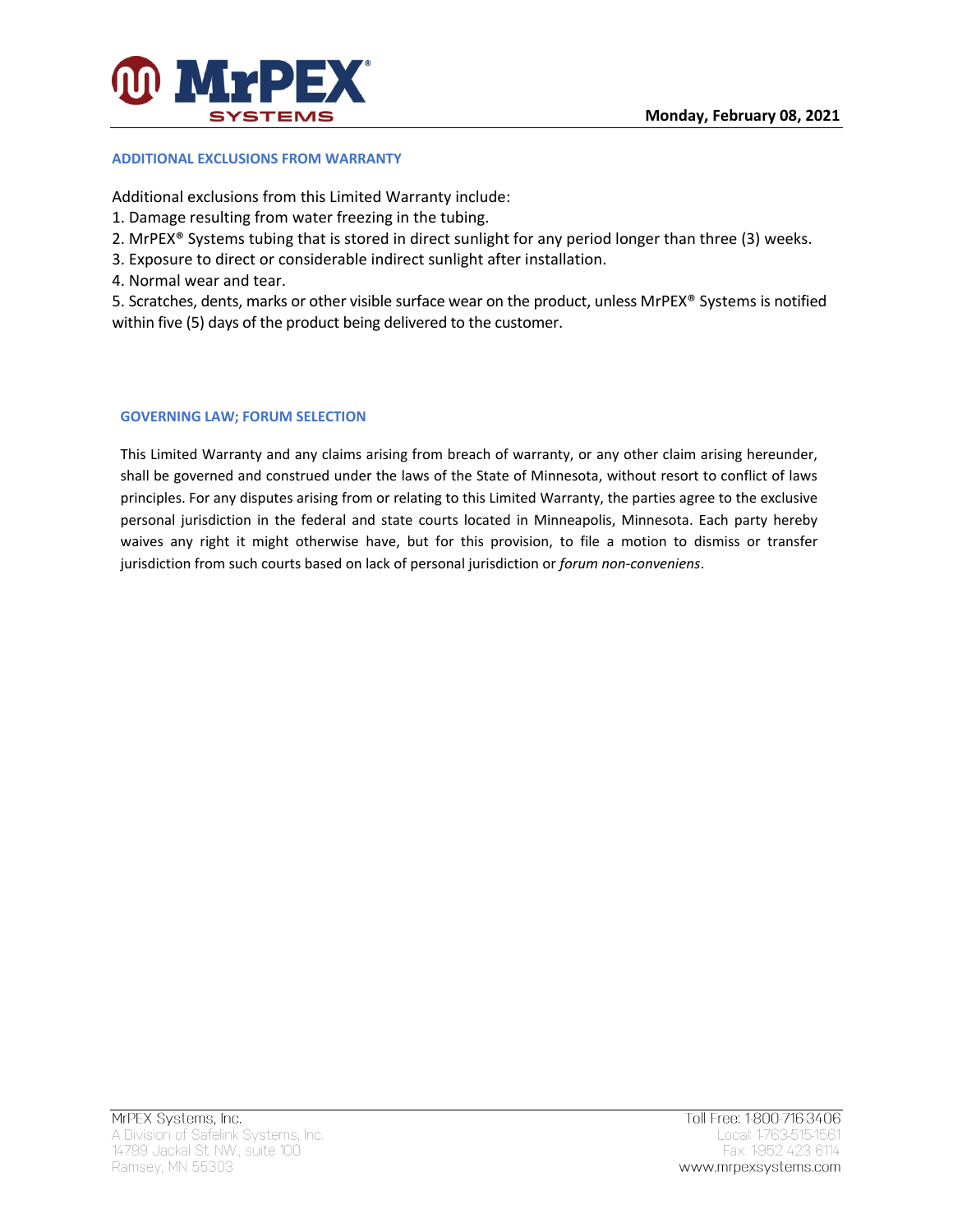## ADDITIONAL EXCLUSIONS FROM WARRANTY

Additional exclusions from this Limited Warranty include:

1. Damage resulting from water freezing in the tubing.
2. MrPEX® Systems tubing that is stored in direct sunlight for any period longer than three (3) weeks.
3. Exposure to direct or considerable indirect sunlight after installation.
4. Normal wear and tear.
5. Scratches, dents, marks or other visible surface wear on the product, unless MrPEX® Systems is notified within five (5) days of the product being delivered to the customer.

## GOVERNING LAW; FORUM SELECTION

This Limited Warranty and any claims arising from breach of warranty, or any other claim arising hereunder, shall be governed and construed under the laws of the State of Minnesota, without resort to conflict of laws principles. For any disputes arising from or relating to this Limited Warranty, the parties agree to the exclusive personal jurisdiction in the federal and state courts located in Minneapolis, Minnesota. Each party hereby waives any right it might otherwise have, but for this provision, to file a motion to dismiss or transfer jurisdiction from such courts based on lack of personal jurisdiction or *forum non-conveniens*.